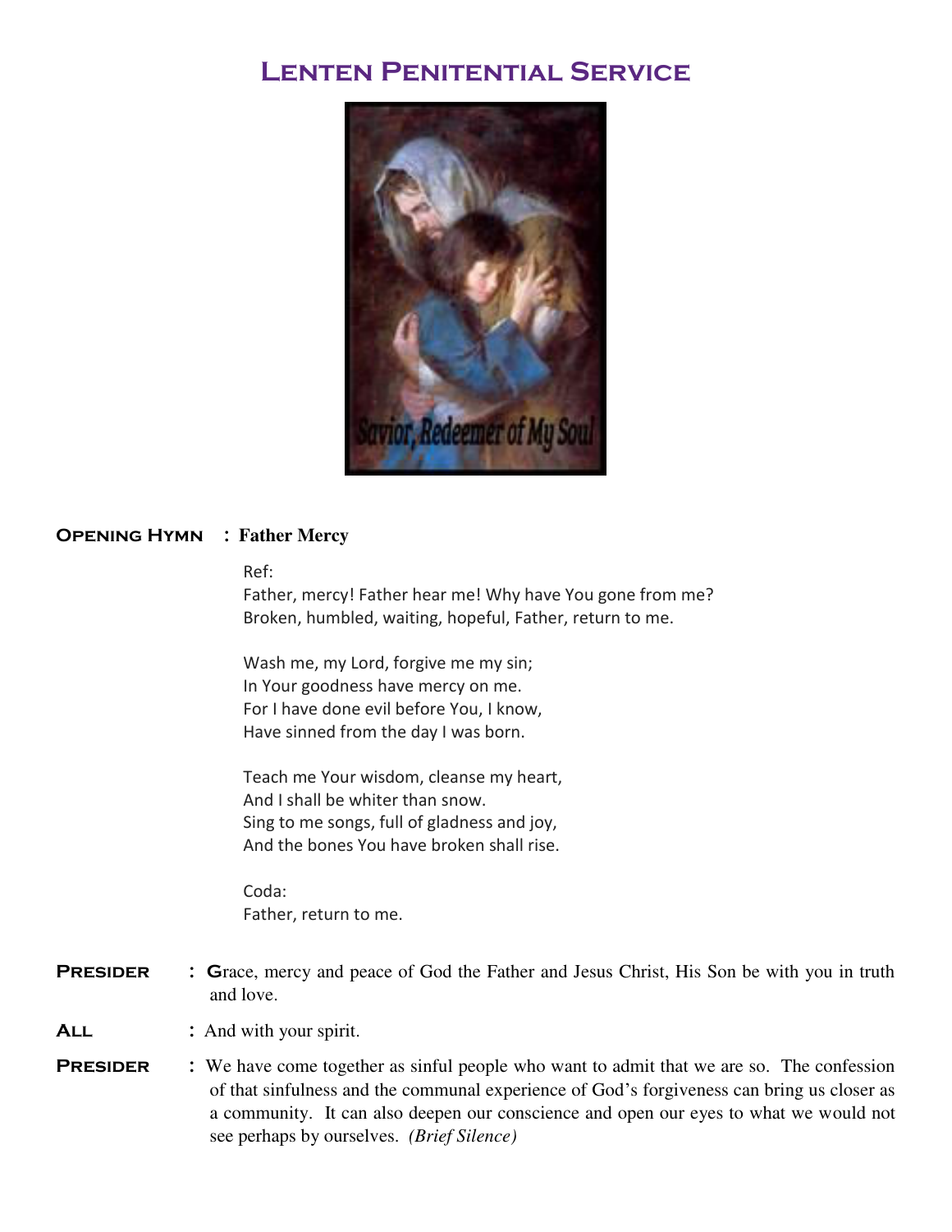# Lenten Penitential Service

**Opening Hymn** : **Father Mercy**

Ref:
Father, mercy! Father hear me! Why have You gone from me?
Broken, humbled, waiting, hopeful, Father, return to me.

Wash me, my Lord, forgive me my sin;
In Your goodness have mercy on me.
For I have done evil before You, I know,
Have sinned from the day I was born.

Teach me Your wisdom, cleanse my heart,
And I shall be whiter than snow.
Sing to me songs, full of gladness and joy,
And the bones You have broken shall rise.

Coda:
Father, return to me.

**Presider** : Grace, mercy and peace of God the Father and Jesus Christ, His Son be with you in truth and love.

**All** : And with your spirit.

**Presider** : We have come together as sinful people who want to admit that we are so. The confession of that sinfulness and the communal experience of God's forgiveness can bring us closer as a community. It can also deepen our conscience and open our eyes to what we would not see perhaps by ourselves. *(Brief Silence)*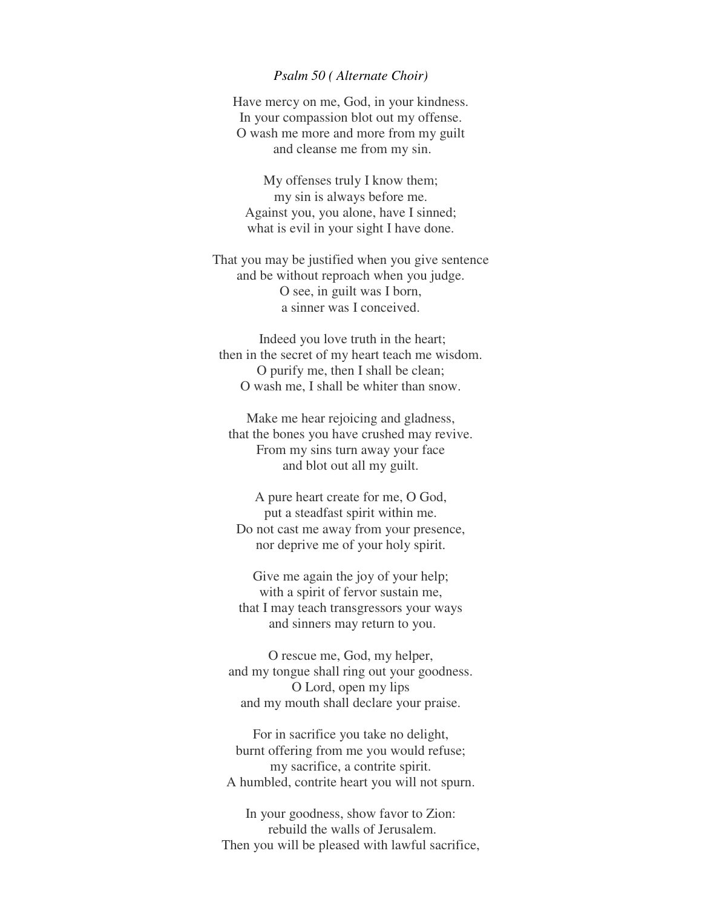*Psalm 50 ( Alternate Choir)*

Have mercy on me, God, in your kindness.
In your compassion blot out my offense.
O wash me more and more from my guilt
and cleanse me from my sin.

My offenses truly I know them;
my sin is always before me.
Against you, you alone, have I sinned;
what is evil in your sight I have done.

That you may be justified when you give sentence
and be without reproach when you judge.
O see, in guilt was I born,
a sinner was I conceived.

Indeed you love truth in the heart;
then in the secret of my heart teach me wisdom.
O purify me, then I shall be clean;
O wash me, I shall be whiter than snow.

Make me hear rejoicing and gladness,
that the bones you have crushed may revive.
From my sins turn away your face
and blot out all my guilt.

A pure heart create for me, O God,
put a steadfast spirit within me.
Do not cast me away from your presence,
nor deprive me of your holy spirit.

Give me again the joy of your help;
with a spirit of fervor sustain me,
that I may teach transgressors your ways
and sinners may return to you.

O rescue me, God, my helper,
and my tongue shall ring out your goodness.
O Lord, open my lips
and my mouth shall declare your praise.

For in sacrifice you take no delight,
burnt offering from me you would refuse;
my sacrifice, a contrite spirit.
A humbled, contrite heart you will not spurn.

In your goodness, show favor to Zion:
rebuild the walls of Jerusalem.
Then you will be pleased with lawful sacrifice,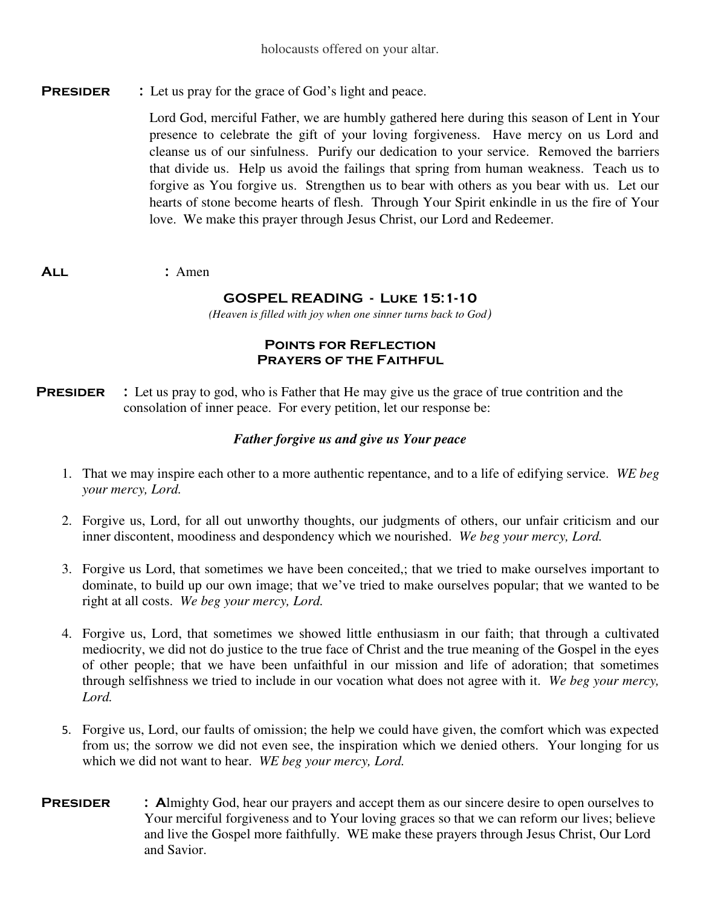holocausts offered on your altar.

**Presider** : Let us pray for the grace of God's light and peace.

Lord God, merciful Father, we are humbly gathered here during this season of Lent in Your presence to celebrate the gift of your loving forgiveness. Have mercy on us Lord and cleanse us of our sinfulness. Purify our dedication to your service. Removed the barriers that divide us. Help us avoid the failings that spring from human weakness. Teach us to forgive as You forgive us. Strengthen us to bear with others as you bear with us. Let our hearts of stone become hearts of flesh. Through Your Spirit enkindle in us the fire of Your love. We make this prayer through Jesus Christ, our Lord and Redeemer.

**All** : Amen

## GOSPEL READING - Luke 15:1-10

*(Heaven is filled with joy when one sinner turns back to God)*

### Points for Reflection
### Prayers of the Faithful

**Presider** : Let us pray to god, who is Father that He may give us the grace of true contrition and the consolation of inner peace. For every petition, let our response be:

***Father forgive us and give us Your peace***

1. That we may inspire each other to a more authentic repentance, and to a life of edifying service. *WE beg your mercy, Lord.*

2. Forgive us, Lord, for all out unworthy thoughts, our judgments of others, our unfair criticism and our inner discontent, moodiness and despondency which we nourished. *We beg your mercy, Lord.*

3. Forgive us Lord, that sometimes we have been conceited,; that we tried to make ourselves important to dominate, to build up our own image; that we've tried to make ourselves popular; that we wanted to be right at all costs. *We beg your mercy, Lord.*

4. Forgive us, Lord, that sometimes we showed little enthusiasm in our faith; that through a cultivated mediocrity, we did not do justice to the true face of Christ and the true meaning of the Gospel in the eyes of other people; that we have been unfaithful in our mission and life of adoration; that sometimes through selfishness we tried to include in our vocation what does not agree with it. *We beg your mercy, Lord.*

5. Forgive us, Lord, our faults of omission; the help we could have given, the comfort which was expected from us; the sorrow we did not even see, the inspiration which we denied others. Your longing for us which we did not want to hear. *WE beg your mercy, Lord.*

**Presider** : **A**lmighty God, hear our prayers and accept them as our sincere desire to open ourselves to Your merciful forgiveness and to Your loving graces so that we can reform our lives; believe and live the Gospel more faithfully. WE make these prayers through Jesus Christ, Our Lord and Savior.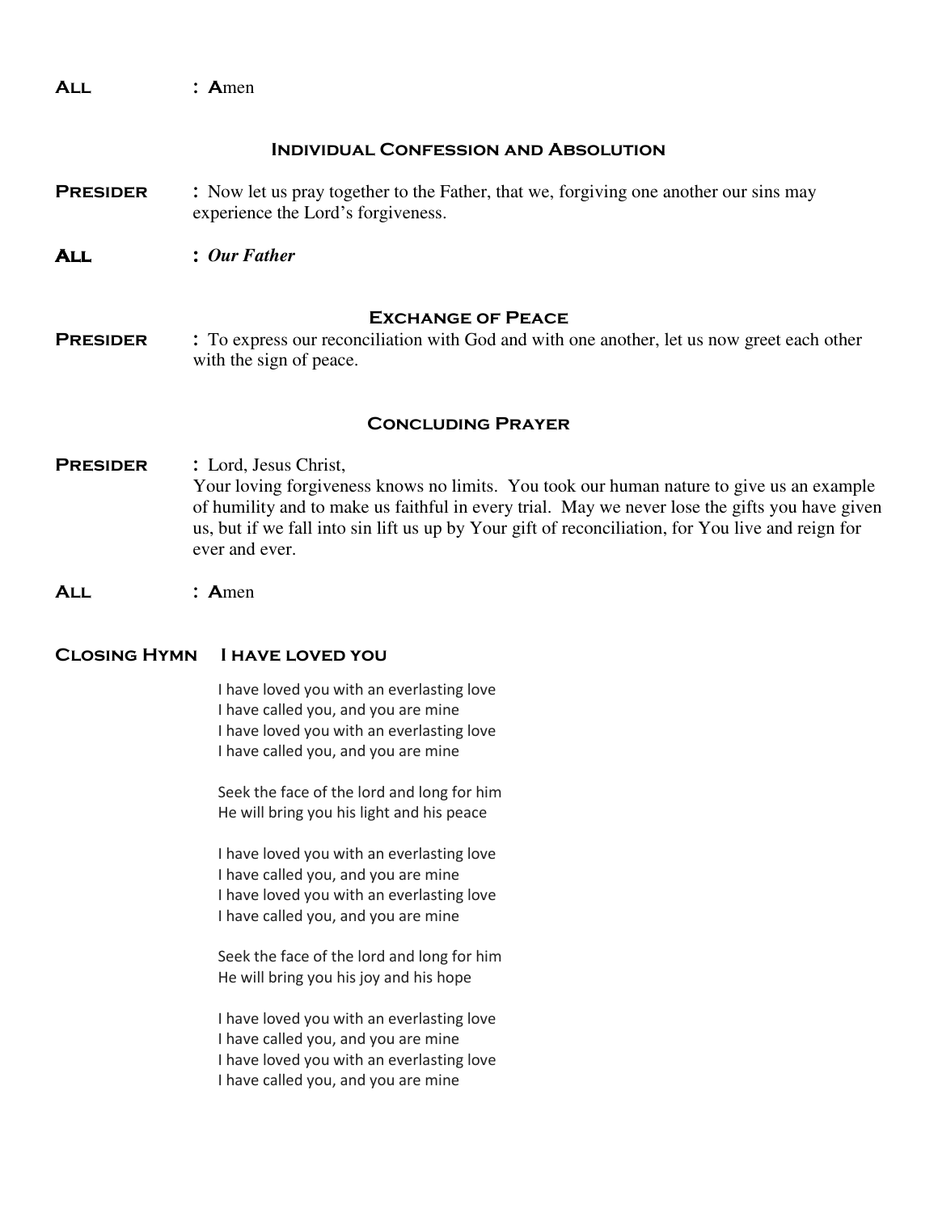**All** : **A**men

## Individual Confession and Absolution

**Presider** : Now let us pray together to the Father, that we, forgiving one another our sins may experience the Lord's forgiveness.

**All** : ***Our Father***

## Exchange of Peace

**Presider** : To express our reconciliation with God and with one another, let us now greet each other with the sign of peace.

## Concluding Prayer

**Presider** : Lord, Jesus Christ,
Your loving forgiveness knows no limits. You took our human nature to give us an example of humility and to make us faithful in every trial. May we never lose the gifts you have given us, but if we fall into sin lift us up by Your gift of reconciliation, for You live and reign for ever and ever.

**All** : **A**men

## Closing Hymn I have loved you

I have loved you with an everlasting love
I have called you, and you are mine
I have loved you with an everlasting love
I have called you, and you are mine

Seek the face of the lord and long for him
He will bring you his light and his peace

I have loved you with an everlasting love
I have called you, and you are mine
I have loved you with an everlasting love
I have called you, and you are mine

Seek the face of the lord and long for him
He will bring you his joy and his hope

I have loved you with an everlasting love
I have called you, and you are mine
I have loved you with an everlasting love
I have called you, and you are mine